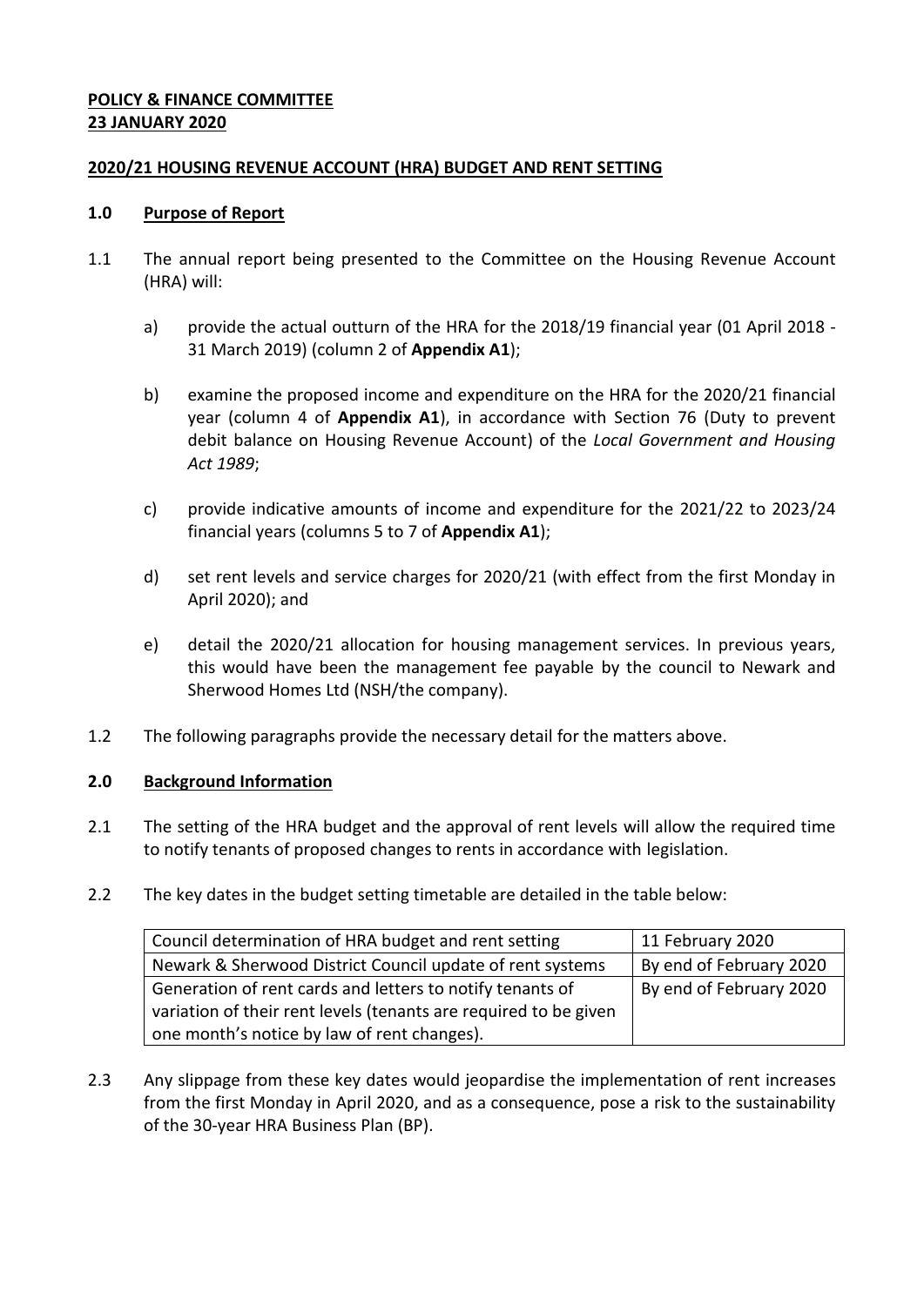**POLICY & FINANCE COMMITTEE**
**23 JANUARY 2020**

**2020/21 HOUSING REVENUE ACCOUNT (HRA) BUDGET AND RENT SETTING**

**1.0 Purpose of Report**

1.1 The annual report being presented to the Committee on the Housing Revenue Account (HRA) will:

a) provide the actual outturn of the HRA for the 2018/19 financial year (01 April 2018 - 31 March 2019) (column 2 of **Appendix A1**);

b) examine the proposed income and expenditure on the HRA for the 2020/21 financial year (column 4 of **Appendix A1**), in accordance with Section 76 (Duty to prevent debit balance on Housing Revenue Account) of the *Local Government and Housing Act 1989*;

c) provide indicative amounts of income and expenditure for the 2021/22 to 2023/24 financial years (columns 5 to 7 of **Appendix A1**);

d) set rent levels and service charges for 2020/21 (with effect from the first Monday in April 2020); and

e) detail the 2020/21 allocation for housing management services. In previous years, this would have been the management fee payable by the council to Newark and Sherwood Homes Ltd (NSH/the company).

1.2 The following paragraphs provide the necessary detail for the matters above.

**2.0 Background Information**

2.1 The setting of the HRA budget and the approval of rent levels will allow the required time to notify tenants of proposed changes to rents in accordance with legislation.

2.2 The key dates in the budget setting timetable are detailed in the table below:

| Council determination of HRA budget and rent setting | 11 February 2020 |
|---|---|
| Newark & Sherwood District Council update of rent systems | By end of February 2020 |
| Generation of rent cards and letters to notify tenants of variation of their rent levels (tenants are required to be given one month's notice by law of rent changes). | By end of February 2020 |

2.3 Any slippage from these key dates would jeopardise the implementation of rent increases from the first Monday in April 2020, and as a consequence, pose a risk to the sustainability of the 30-year HRA Business Plan (BP).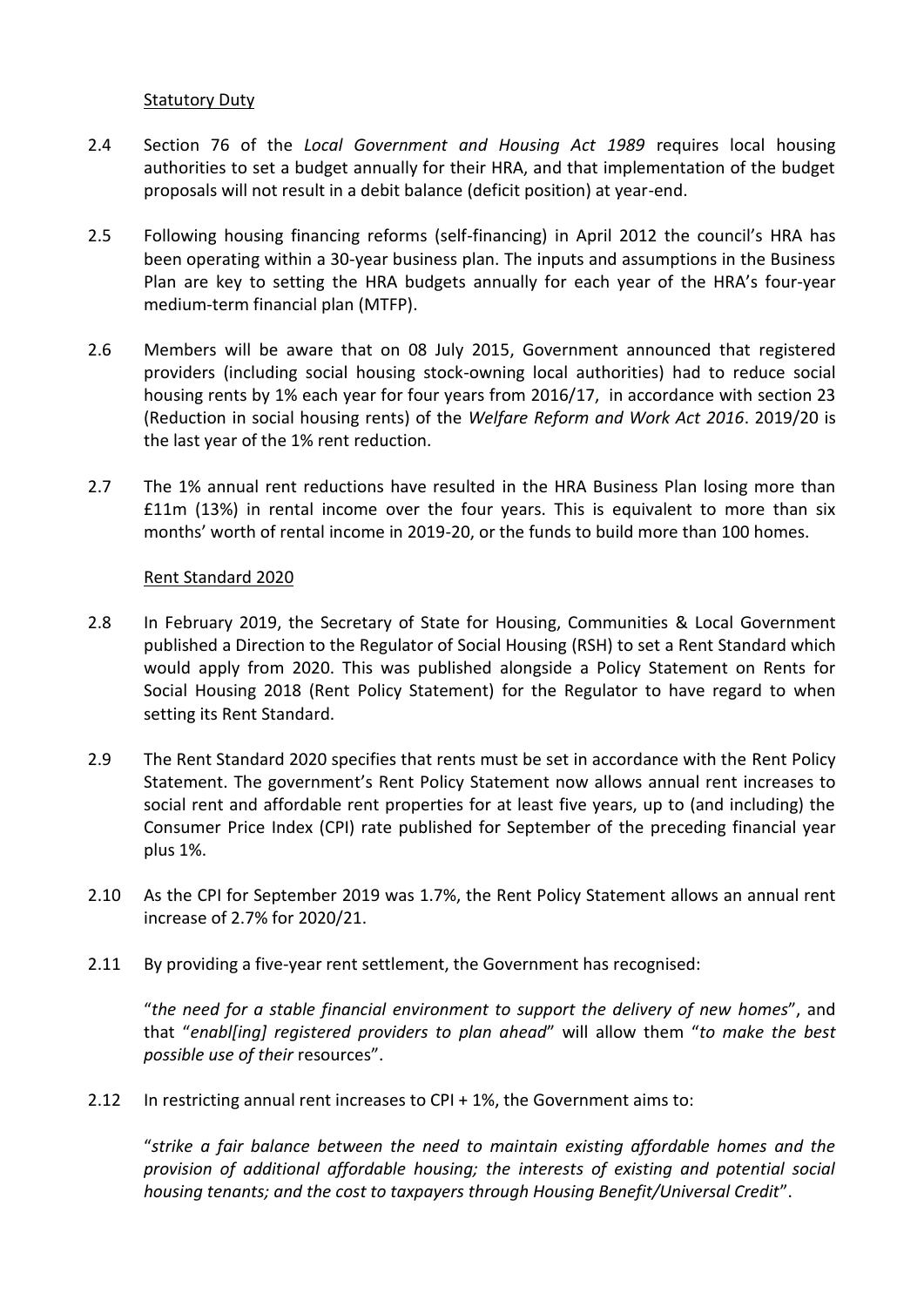Statutory Duty

2.4 Section 76 of the *Local Government and Housing Act 1989* requires local housing authorities to set a budget annually for their HRA, and that implementation of the budget proposals will not result in a debit balance (deficit position) at year-end.

2.5 Following housing financing reforms (self-financing) in April 2012 the council's HRA has been operating within a 30-year business plan. The inputs and assumptions in the Business Plan are key to setting the HRA budgets annually for each year of the HRA's four-year medium-term financial plan (MTFP).

2.6 Members will be aware that on 08 July 2015, Government announced that registered providers (including social housing stock-owning local authorities) had to reduce social housing rents by 1% each year for four years from 2016/17, in accordance with section 23 (Reduction in social housing rents) of the *Welfare Reform and Work Act 2016*. 2019/20 is the last year of the 1% rent reduction.

2.7 The 1% annual rent reductions have resulted in the HRA Business Plan losing more than £11m (13%) in rental income over the four years. This is equivalent to more than six months' worth of rental income in 2019-20, or the funds to build more than 100 homes.

Rent Standard 2020

2.8 In February 2019, the Secretary of State for Housing, Communities & Local Government published a Direction to the Regulator of Social Housing (RSH) to set a Rent Standard which would apply from 2020. This was published alongside a Policy Statement on Rents for Social Housing 2018 (Rent Policy Statement) for the Regulator to have regard to when setting its Rent Standard.

2.9 The Rent Standard 2020 specifies that rents must be set in accordance with the Rent Policy Statement. The government's Rent Policy Statement now allows annual rent increases to social rent and affordable rent properties for at least five years, up to (and including) the Consumer Price Index (CPI) rate published for September of the preceding financial year plus 1%.

2.10 As the CPI for September 2019 was 1.7%, the Rent Policy Statement allows an annual rent increase of 2.7% for 2020/21.

2.11 By providing a five-year rent settlement, the Government has recognised:

"*the need for a stable financial environment to support the delivery of new homes*", and that "*enabl[ing] registered providers to plan ahead*" will allow them "*to make the best possible use of their* resources".

2.12 In restricting annual rent increases to CPI + 1%, the Government aims to:

"*strike a fair balance between the need to maintain existing affordable homes and the provision of additional affordable housing; the interests of existing and potential social housing tenants; and the cost to taxpayers through Housing Benefit/Universal Credit*".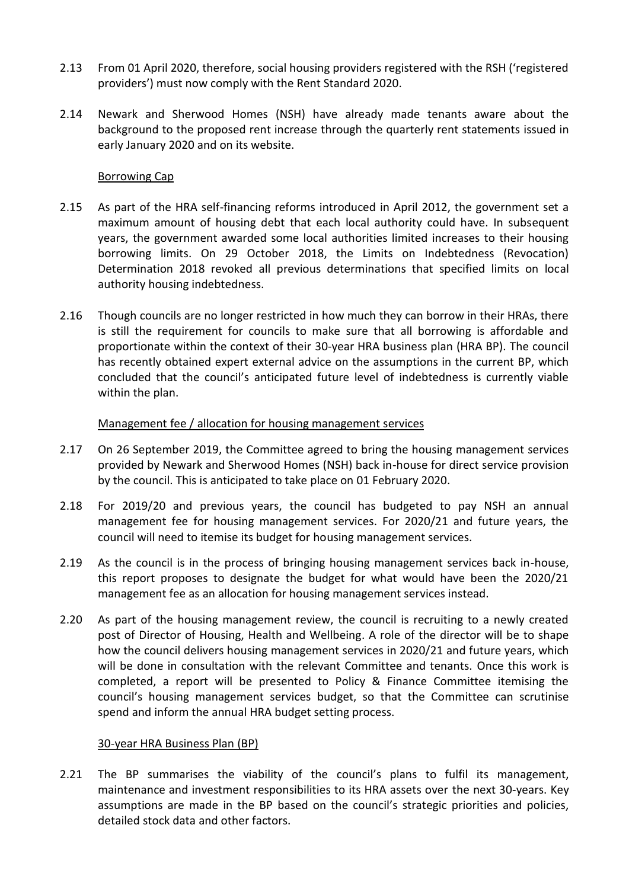2.13 From 01 April 2020, therefore, social housing providers registered with the RSH ('registered providers') must now comply with the Rent Standard 2020.

2.14 Newark and Sherwood Homes (NSH) have already made tenants aware about the background to the proposed rent increase through the quarterly rent statements issued in early January 2020 and on its website.

Borrowing Cap

2.15 As part of the HRA self-financing reforms introduced in April 2012, the government set a maximum amount of housing debt that each local authority could have. In subsequent years, the government awarded some local authorities limited increases to their housing borrowing limits. On 29 October 2018, the Limits on Indebtedness (Revocation) Determination 2018 revoked all previous determinations that specified limits on local authority housing indebtedness.

2.16 Though councils are no longer restricted in how much they can borrow in their HRAs, there is still the requirement for councils to make sure that all borrowing is affordable and proportionate within the context of their 30-year HRA business plan (HRA BP). The council has recently obtained expert external advice on the assumptions in the current BP, which concluded that the council's anticipated future level of indebtedness is currently viable within the plan.

Management fee / allocation for housing management services

2.17 On 26 September 2019, the Committee agreed to bring the housing management services provided by Newark and Sherwood Homes (NSH) back in-house for direct service provision by the council. This is anticipated to take place on 01 February 2020.

2.18 For 2019/20 and previous years, the council has budgeted to pay NSH an annual management fee for housing management services. For 2020/21 and future years, the council will need to itemise its budget for housing management services.

2.19 As the council is in the process of bringing housing management services back in-house, this report proposes to designate the budget for what would have been the 2020/21 management fee as an allocation for housing management services instead.

2.20 As part of the housing management review, the council is recruiting to a newly created post of Director of Housing, Health and Wellbeing. A role of the director will be to shape how the council delivers housing management services in 2020/21 and future years, which will be done in consultation with the relevant Committee and tenants. Once this work is completed, a report will be presented to Policy & Finance Committee itemising the council's housing management services budget, so that the Committee can scrutinise spend and inform the annual HRA budget setting process.

30-year HRA Business Plan (BP)

2.21 The BP summarises the viability of the council's plans to fulfil its management, maintenance and investment responsibilities to its HRA assets over the next 30-years. Key assumptions are made in the BP based on the council's strategic priorities and policies, detailed stock data and other factors.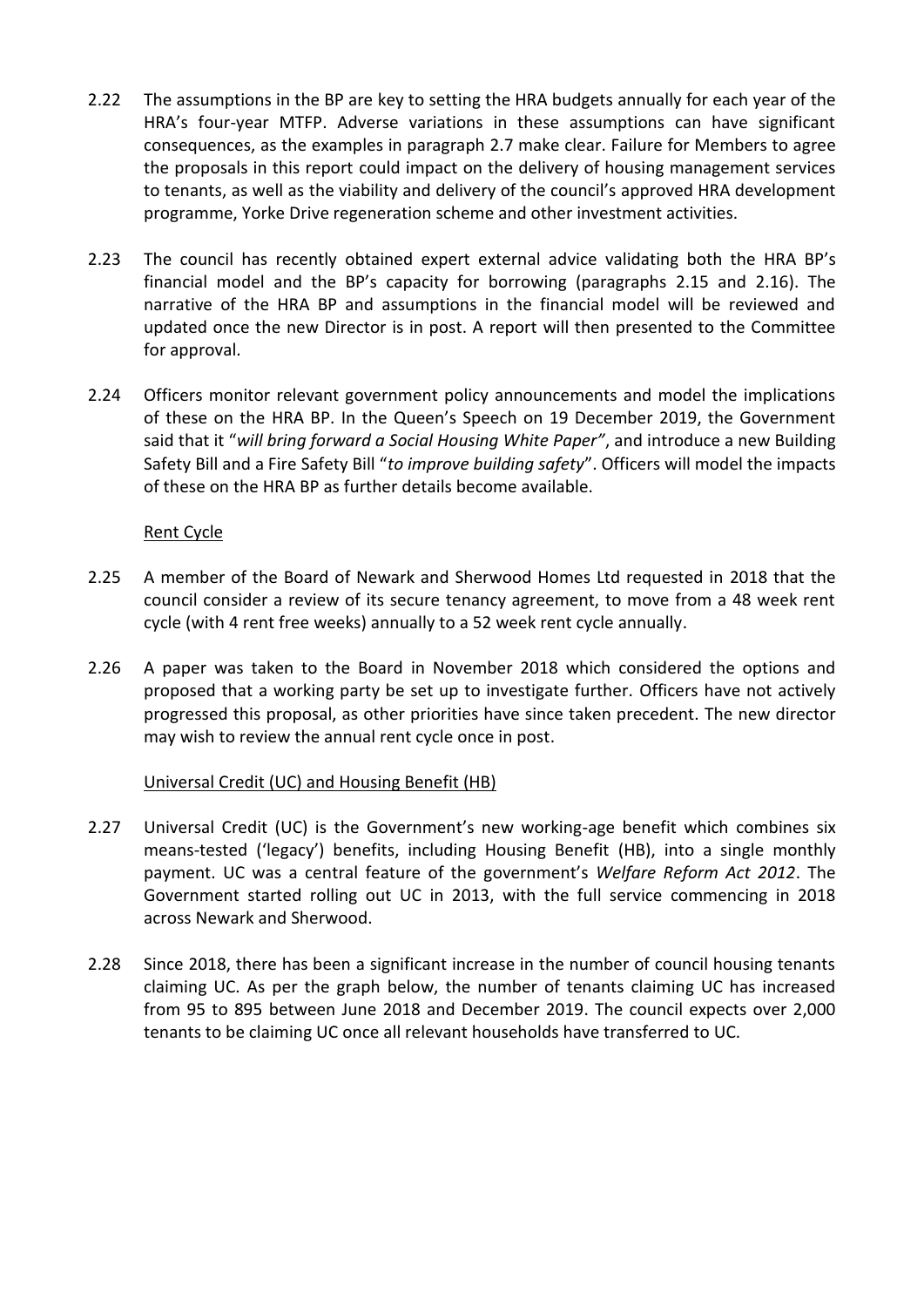2.22 The assumptions in the BP are key to setting the HRA budgets annually for each year of the HRA's four-year MTFP. Adverse variations in these assumptions can have significant consequences, as the examples in paragraph 2.7 make clear. Failure for Members to agree the proposals in this report could impact on the delivery of housing management services to tenants, as well as the viability and delivery of the council's approved HRA development programme, Yorke Drive regeneration scheme and other investment activities.

2.23 The council has recently obtained expert external advice validating both the HRA BP's financial model and the BP's capacity for borrowing (paragraphs 2.15 and 2.16). The narrative of the HRA BP and assumptions in the financial model will be reviewed and updated once the new Director is in post. A report will then presented to the Committee for approval.

2.24 Officers monitor relevant government policy announcements and model the implications of these on the HRA BP. In the Queen's Speech on 19 December 2019, the Government said that it "*will bring forward a Social Housing White Paper"*, and introduce a new Building Safety Bill and a Fire Safety Bill "*to improve building safety*". Officers will model the impacts of these on the HRA BP as further details become available.

Rent Cycle

2.25 A member of the Board of Newark and Sherwood Homes Ltd requested in 2018 that the council consider a review of its secure tenancy agreement, to move from a 48 week rent cycle (with 4 rent free weeks) annually to a 52 week rent cycle annually.

2.26 A paper was taken to the Board in November 2018 which considered the options and proposed that a working party be set up to investigate further. Officers have not actively progressed this proposal, as other priorities have since taken precedent. The new director may wish to review the annual rent cycle once in post.

Universal Credit (UC) and Housing Benefit (HB)

2.27 Universal Credit (UC) is the Government's new working-age benefit which combines six means-tested ('legacy') benefits, including Housing Benefit (HB), into a single monthly payment. UC was a central feature of the government's *Welfare Reform Act 2012*. The Government started rolling out UC in 2013, with the full service commencing in 2018 across Newark and Sherwood.

2.28 Since 2018, there has been a significant increase in the number of council housing tenants claiming UC. As per the graph below, the number of tenants claiming UC has increased from 95 to 895 between June 2018 and December 2019. The council expects over 2,000 tenants to be claiming UC once all relevant households have transferred to UC.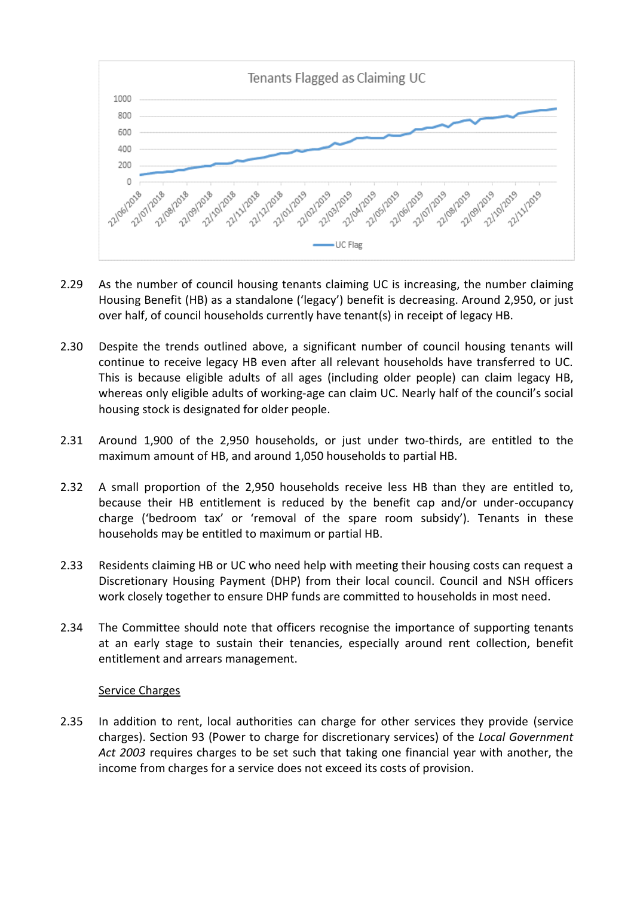Tenants Flagged as Claiming UC

2.29 As the number of council housing tenants claiming UC is increasing, the number claiming Housing Benefit (HB) as a standalone ('legacy') benefit is decreasing. Around 2,950, or just over half, of council households currently have tenant(s) in receipt of legacy HB.

2.30 Despite the trends outlined above, a significant number of council housing tenants will continue to receive legacy HB even after all relevant households have transferred to UC. This is because eligible adults of all ages (including older people) can claim legacy HB, whereas only eligible adults of working-age can claim UC. Nearly half of the council's social housing stock is designated for older people.

2.31 Around 1,900 of the 2,950 households, or just under two-thirds, are entitled to the maximum amount of HB, and around 1,050 households to partial HB.

2.32 A small proportion of the 2,950 households receive less HB than they are entitled to, because their HB entitlement is reduced by the benefit cap and/or under-occupancy charge ('bedroom tax' or 'removal of the spare room subsidy'). Tenants in these households may be entitled to maximum or partial HB.

2.33 Residents claiming HB or UC who need help with meeting their housing costs can request a Discretionary Housing Payment (DHP) from their local council. Council and NSH officers work closely together to ensure DHP funds are committed to households in most need.

2.34 The Committee should note that officers recognise the importance of supporting tenants at an early stage to sustain their tenancies, especially around rent collection, benefit entitlement and arrears management.

<u>Service Charges</u>

2.35 In addition to rent, local authorities can charge for other services they provide (service charges). Section 93 (Power to charge for discretionary services) of the *Local Government Act 2003* requires charges to be set such that taking one financial year with another, the income from charges for a service does not exceed its costs of provision.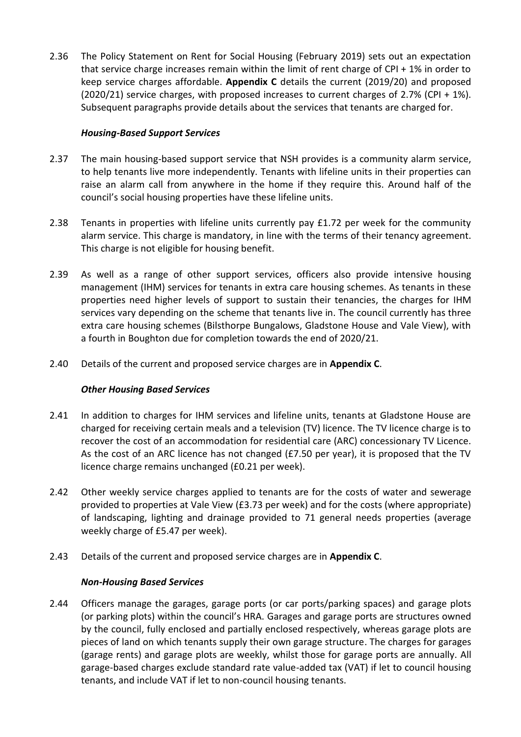2.36 The Policy Statement on Rent for Social Housing (February 2019) sets out an expectation that service charge increases remain within the limit of rent charge of CPI + 1% in order to keep service charges affordable. **Appendix C** details the current (2019/20) and proposed (2020/21) service charges, with proposed increases to current charges of 2.7% (CPI + 1%). Subsequent paragraphs provide details about the services that tenants are charged for.

***Housing-Based Support Services***

2.37 The main housing-based support service that NSH provides is a community alarm service, to help tenants live more independently. Tenants with lifeline units in their properties can raise an alarm call from anywhere in the home if they require this. Around half of the council's social housing properties have these lifeline units.

2.38 Tenants in properties with lifeline units currently pay £1.72 per week for the community alarm service. This charge is mandatory, in line with the terms of their tenancy agreement. This charge is not eligible for housing benefit.

2.39 As well as a range of other support services, officers also provide intensive housing management (IHM) services for tenants in extra care housing schemes. As tenants in these properties need higher levels of support to sustain their tenancies, the charges for IHM services vary depending on the scheme that tenants live in. The council currently has three extra care housing schemes (Bilsthorpe Bungalows, Gladstone House and Vale View), with a fourth in Boughton due for completion towards the end of 2020/21.

2.40 Details of the current and proposed service charges are in **Appendix C**.

***Other Housing Based Services***

2.41 In addition to charges for IHM services and lifeline units, tenants at Gladstone House are charged for receiving certain meals and a television (TV) licence. The TV licence charge is to recover the cost of an accommodation for residential care (ARC) concessionary TV Licence. As the cost of an ARC licence has not changed (£7.50 per year), it is proposed that the TV licence charge remains unchanged (£0.21 per week).

2.42 Other weekly service charges applied to tenants are for the costs of water and sewerage provided to properties at Vale View (£3.73 per week) and for the costs (where appropriate) of landscaping, lighting and drainage provided to 71 general needs properties (average weekly charge of £5.47 per week).

2.43 Details of the current and proposed service charges are in **Appendix C**.

***Non-Housing Based Services***

2.44 Officers manage the garages, garage ports (or car ports/parking spaces) and garage plots (or parking plots) within the council's HRA. Garages and garage ports are structures owned by the council, fully enclosed and partially enclosed respectively, whereas garage plots are pieces of land on which tenants supply their own garage structure. The charges for garages (garage rents) and garage plots are weekly, whilst those for garage ports are annually. All garage-based charges exclude standard rate value-added tax (VAT) if let to council housing tenants, and include VAT if let to non-council housing tenants.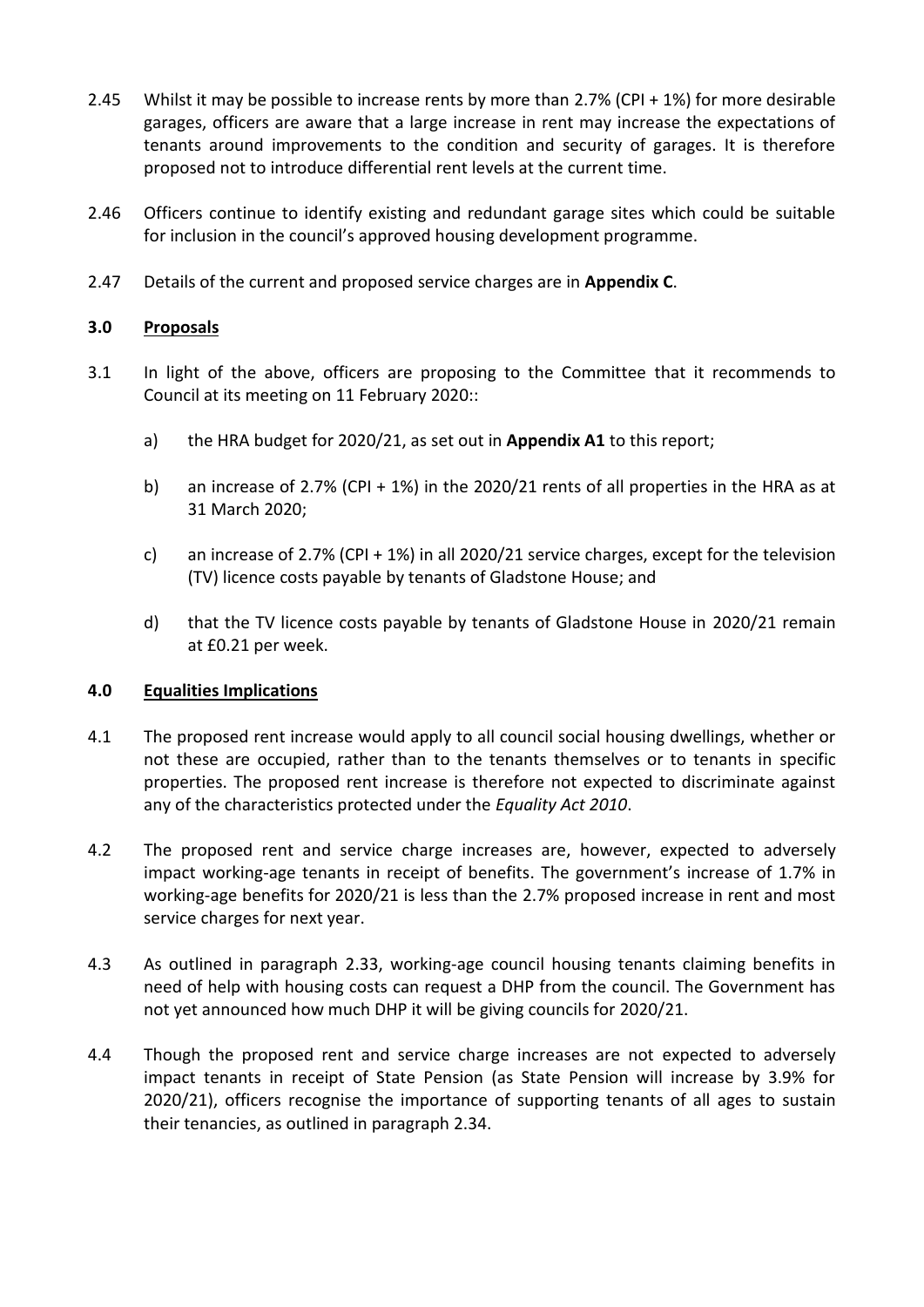2.45 Whilst it may be possible to increase rents by more than 2.7% (CPI + 1%) for more desirable garages, officers are aware that a large increase in rent may increase the expectations of tenants around improvements to the condition and security of garages. It is therefore proposed not to introduce differential rent levels at the current time.

2.46 Officers continue to identify existing and redundant garage sites which could be suitable for inclusion in the council's approved housing development programme.

2.47 Details of the current and proposed service charges are in **Appendix C**.

## 3.0 Proposals

3.1 In light of the above, officers are proposing to the Committee that it recommends to Council at its meeting on 11 February 2020::

a) the HRA budget for 2020/21, as set out in **Appendix A1** to this report;

b) an increase of 2.7% (CPI + 1%) in the 2020/21 rents of all properties in the HRA as at 31 March 2020;

c) an increase of 2.7% (CPI + 1%) in all 2020/21 service charges, except for the television (TV) licence costs payable by tenants of Gladstone House; and

d) that the TV licence costs payable by tenants of Gladstone House in 2020/21 remain at £0.21 per week.

## 4.0 Equalities Implications

4.1 The proposed rent increase would apply to all council social housing dwellings, whether or not these are occupied, rather than to the tenants themselves or to tenants in specific properties. The proposed rent increase is therefore not expected to discriminate against any of the characteristics protected under the *Equality Act 2010*.

4.2 The proposed rent and service charge increases are, however, expected to adversely impact working-age tenants in receipt of benefits. The government's increase of 1.7% in working-age benefits for 2020/21 is less than the 2.7% proposed increase in rent and most service charges for next year.

4.3 As outlined in paragraph 2.33, working-age council housing tenants claiming benefits in need of help with housing costs can request a DHP from the council. The Government has not yet announced how much DHP it will be giving councils for 2020/21.

4.4 Though the proposed rent and service charge increases are not expected to adversely impact tenants in receipt of State Pension (as State Pension will increase by 3.9% for 2020/21), officers recognise the importance of supporting tenants of all ages to sustain their tenancies, as outlined in paragraph 2.34.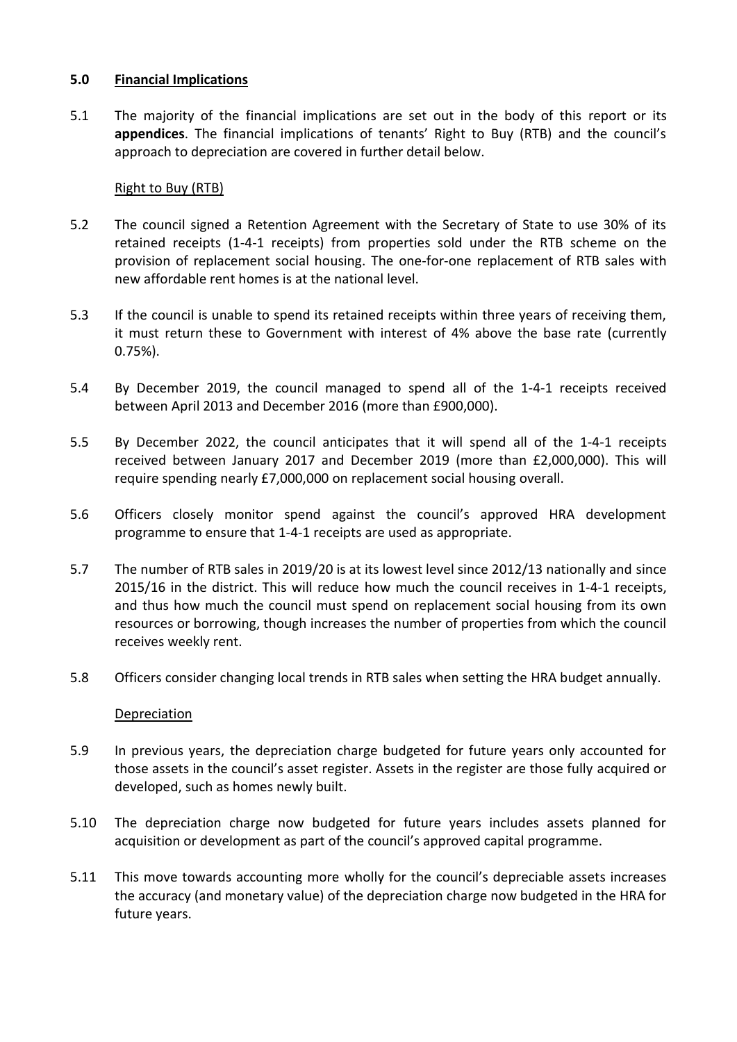## 5.0 Financial Implications

5.1 The majority of the financial implications are set out in the body of this report or its **appendices**. The financial implications of tenants' Right to Buy (RTB) and the council's approach to depreciation are covered in further detail below.

Right to Buy (RTB)

5.2 The council signed a Retention Agreement with the Secretary of State to use 30% of its retained receipts (1-4-1 receipts) from properties sold under the RTB scheme on the provision of replacement social housing. The one-for-one replacement of RTB sales with new affordable rent homes is at the national level.

5.3 If the council is unable to spend its retained receipts within three years of receiving them, it must return these to Government with interest of 4% above the base rate (currently 0.75%).

5.4 By December 2019, the council managed to spend all of the 1-4-1 receipts received between April 2013 and December 2016 (more than £900,000).

5.5 By December 2022, the council anticipates that it will spend all of the 1-4-1 receipts received between January 2017 and December 2019 (more than £2,000,000). This will require spending nearly £7,000,000 on replacement social housing overall.

5.6 Officers closely monitor spend against the council's approved HRA development programme to ensure that 1-4-1 receipts are used as appropriate.

5.7 The number of RTB sales in 2019/20 is at its lowest level since 2012/13 nationally and since 2015/16 in the district. This will reduce how much the council receives in 1-4-1 receipts, and thus how much the council must spend on replacement social housing from its own resources or borrowing, though increases the number of properties from which the council receives weekly rent.

5.8 Officers consider changing local trends in RTB sales when setting the HRA budget annually.

Depreciation

5.9 In previous years, the depreciation charge budgeted for future years only accounted for those assets in the council's asset register. Assets in the register are those fully acquired or developed, such as homes newly built.

5.10 The depreciation charge now budgeted for future years includes assets planned for acquisition or development as part of the council's approved capital programme.

5.11 This move towards accounting more wholly for the council's depreciable assets increases the accuracy (and monetary value) of the depreciation charge now budgeted in the HRA for future years.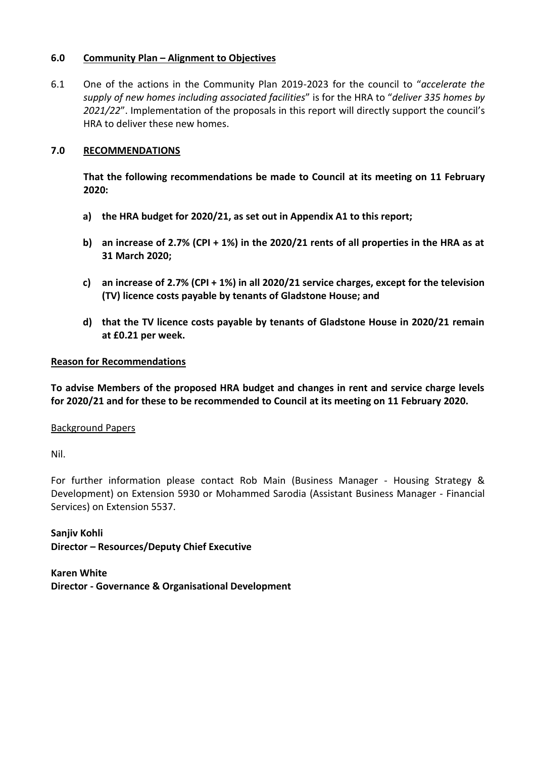## 6.0 Community Plan – Alignment to Objectives

6.1 One of the actions in the Community Plan 2019-2023 for the council to "*accelerate the supply of new homes including associated facilities*" is for the HRA to "*deliver 335 homes by 2021/22*". Implementation of the proposals in this report will directly support the council's HRA to deliver these new homes.

## 7.0 RECOMMENDATIONS

**That the following recommendations be made to Council at its meeting on 11 February 2020:**

**a) the HRA budget for 2020/21, as set out in Appendix A1 to this report;**

**b) an increase of 2.7% (CPI + 1%) in the 2020/21 rents of all properties in the HRA as at 31 March 2020;**

**c) an increase of 2.7% (CPI + 1%) in all 2020/21 service charges, except for the television (TV) licence costs payable by tenants of Gladstone House; and**

**d) that the TV licence costs payable by tenants of Gladstone House in 2020/21 remain at £0.21 per week.**

**Reason for Recommendations**

**To advise Members of the proposed HRA budget and changes in rent and service charge levels for 2020/21 and for these to be recommended to Council at its meeting on 11 February 2020.**

Background Papers

Nil.

For further information please contact Rob Main (Business Manager - Housing Strategy & Development) on Extension 5930 or Mohammed Sarodia (Assistant Business Manager - Financial Services) on Extension 5537.

**Sanjiv Kohli**
**Director – Resources/Deputy Chief Executive**

**Karen White**
**Director - Governance & Organisational Development**